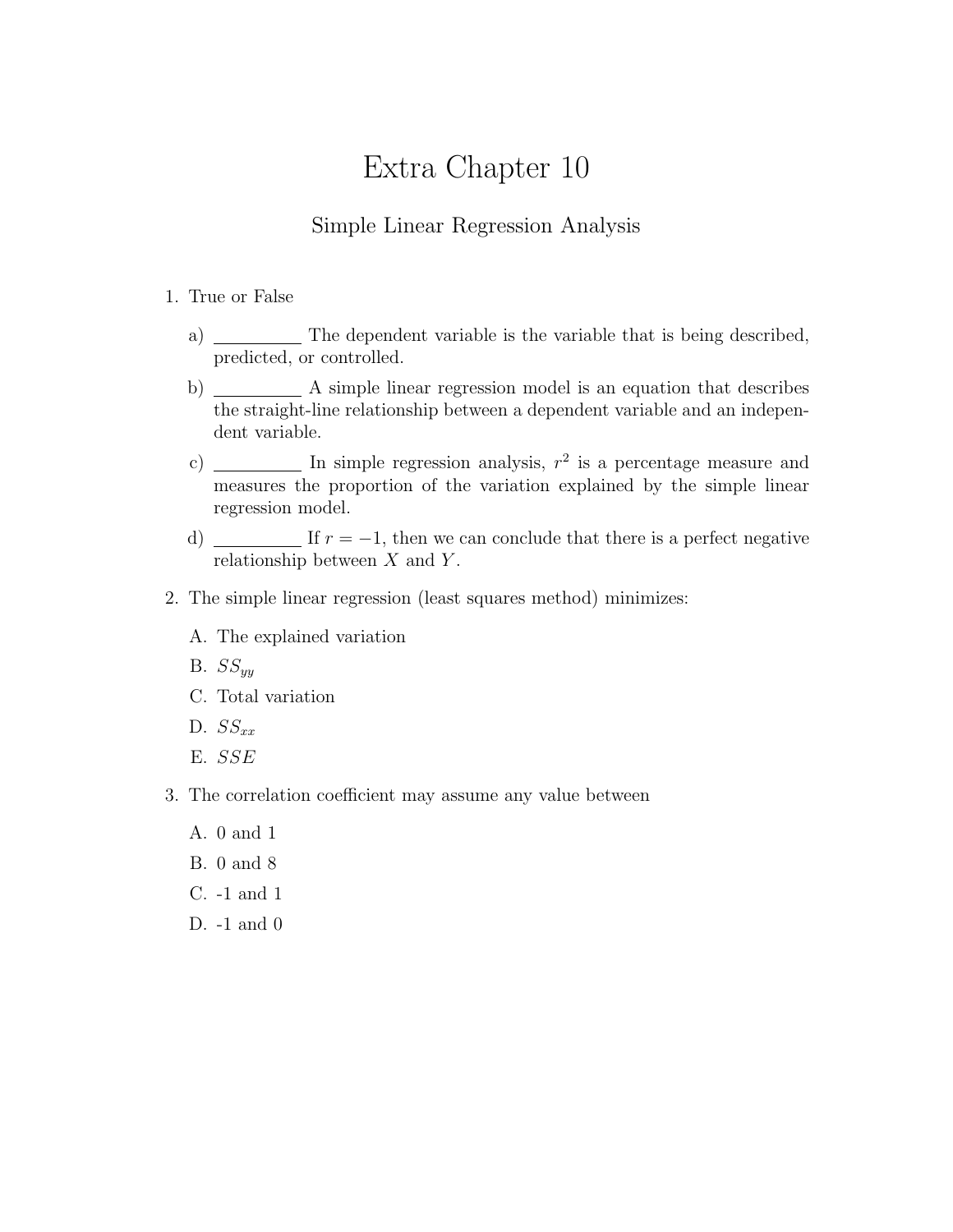# Extra Chapter 10

## Simple Linear Regression Analysis

1. True or False

   a) __________ The dependent variable is the variable that is being described, predicted, or controlled.

   b) __________ A simple linear regression model is an equation that describes the straight-line relationship between a dependent variable and an independent variable.

   c) __________ In simple regression analysis, $r^2$ is a percentage measure and measures the proportion of the variation explained by the simple linear regression model.

   d) __________ If $r = -1$, then we can conclude that there is a perfect negative relationship between $X$ and $Y$.

2. The simple linear regression (least squares method) minimizes:

   A. The explained variation

   B. $SS_{yy}$

   C. Total variation

   D. $SS_{xx}$

   E. $SSE$

3. The correlation coefficient may assume any value between

   A. 0 and 1

   B. 0 and 8

   C. -1 and 1

   D. -1 and 0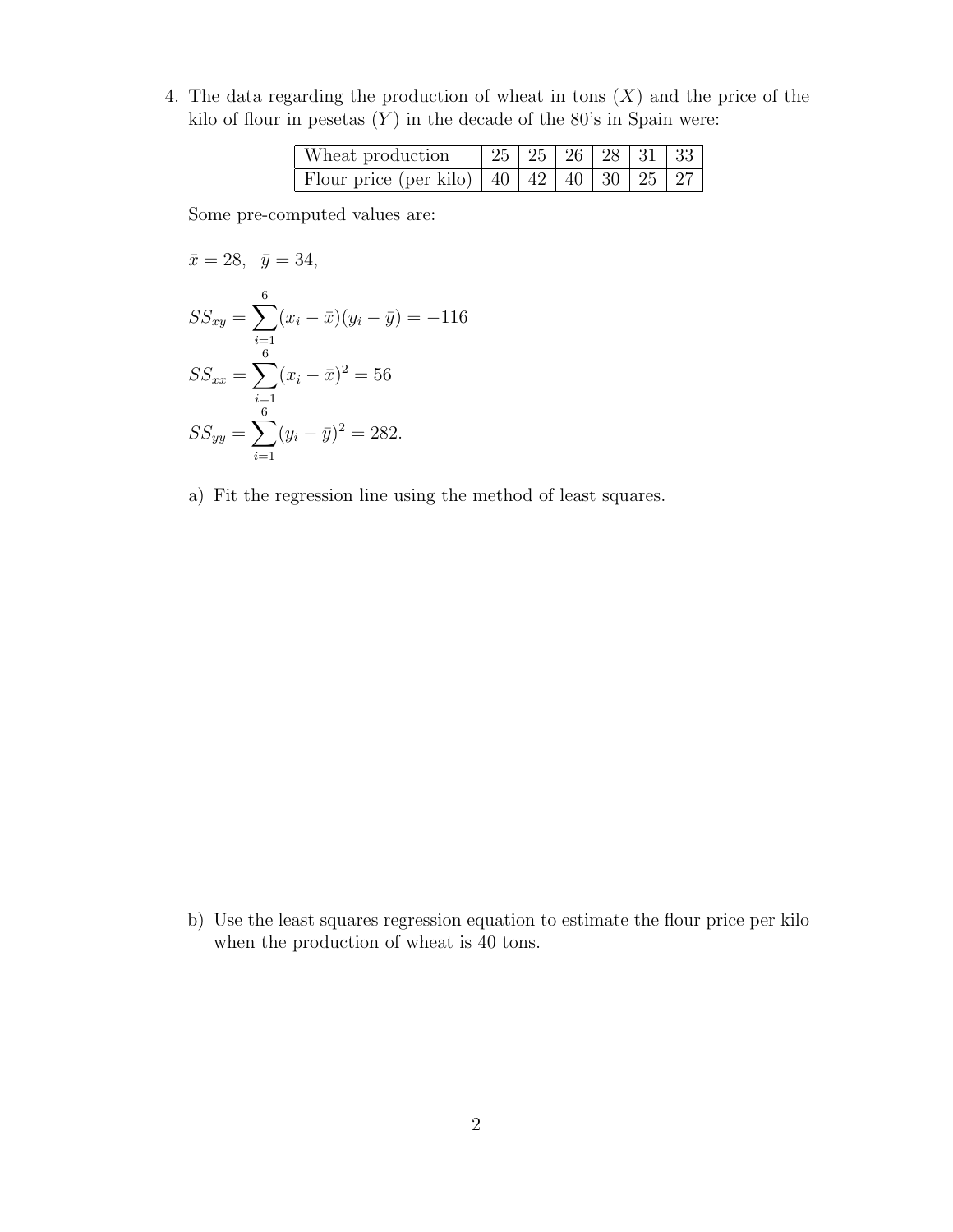4. The data regarding the production of wheat in tons ($X$) and the price of the kilo of flour in pesetas ($Y$) in the decade of the 80's in Spain were:

| Wheat production | 25 | 25 | 26 | 28 | 31 | 33 |
|---|---|---|---|---|---|---|
| Flour price (per kilo) | 40 | 42 | 40 | 30 | 25 | 27 |

Some pre-computed values are:

$$\bar{x} = 28, \quad \bar{y} = 34,$$

$$SS_{xy} = \sum_{i=1}^{6}(x_i - \bar{x})(y_i - \bar{y}) = -116$$

$$SS_{xx} = \sum_{i=1}^{6}(x_i - \bar{x})^2 = 56$$

$$SS_{yy} = \sum_{i=1}^{6}(y_i - \bar{y})^2 = 282.$$

a) Fit the regression line using the method of least squares.

b) Use the least squares regression equation to estimate the flour price per kilo when the production of wheat is 40 tons.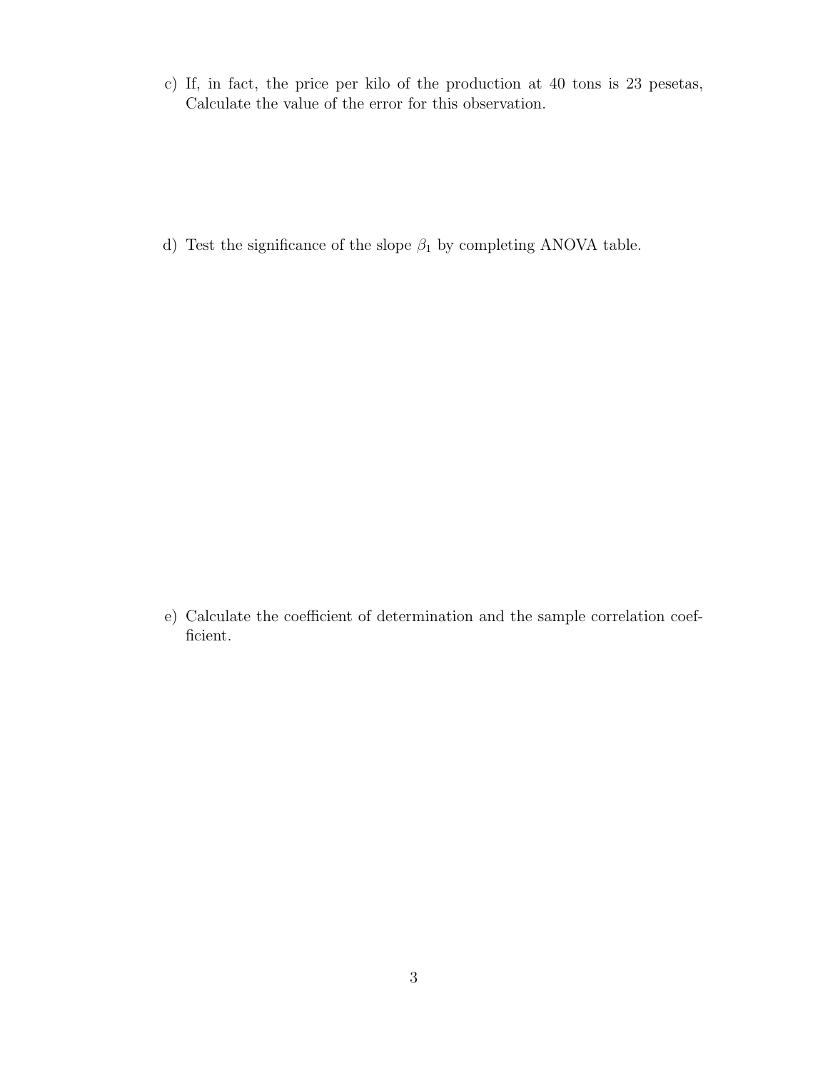c) If, in fact, the price per kilo of the production at 40 tons is 23 pesetas, Calculate the value of the error for this observation.

d) Test the significance of the slope $\beta_1$ by completing ANOVA table.

e) Calculate the coefficient of determination and the sample correlation coefficient.